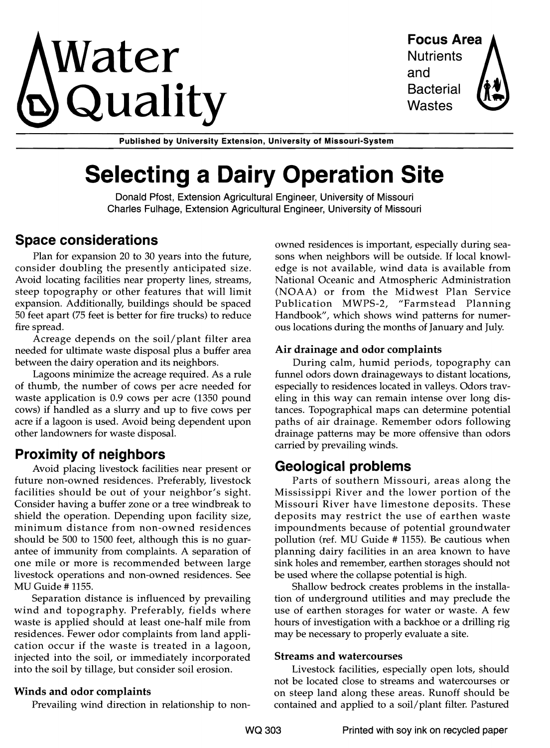# Water Quality

**Focus Area**
Nutrients and Bacterial Wastes

**Published by University Extension, University of Missouri-System**

# Selecting a Dairy Operation Site

Donald Pfost, Extension Agricultural Engineer, University of Missouri
Charles Fulhage, Extension Agricultural Engineer, University of Missouri

## Space considerations

Plan for expansion 20 to 30 years into the future, consider doubling the presently anticipated size. Avoid locating facilities near property lines, streams, steep topography or other features that will limit expansion. Additionally, buildings should be spaced 50 feet apart (75 feet is better for fire trucks) to reduce fire spread.

Acreage depends on the soil/plant filter area needed for ultimate waste disposal plus a buffer area between the dairy operation and its neighbors.

Lagoons minimize the acreage required. As a rule of thumb, the number of cows per acre needed for waste application is 0.9 cows per acre (1350 pound cows) if handled as a slurry and up to five cows per acre if a lagoon is used. Avoid being dependent upon other landowners for waste disposal.

## Proximity of neighbors

Avoid placing livestock facilities near present or future non-owned residences. Preferably, livestock facilities should be out of your neighbor's sight. Consider having a buffer zone or a tree windbreak to shield the operation. Depending upon facility size, minimum distance from non-owned residences should be 500 to 1500 feet, although this is no guarantee of immunity from complaints. A separation of one mile or more is recommended between large livestock operations and non-owned residences. See MU Guide # 1155.

Separation distance is influenced by prevailing wind and topography. Preferably, fields where waste is applied should at least one-half mile from residences. Fewer odor complaints from land application occur if the waste is treated in a lagoon, injected into the soil, or immediately incorporated into the soil by tillage, but consider soil erosion.

### Winds and odor complaints

Prevailing wind direction in relationship to non-owned residences is important, especially during seasons when neighbors will be outside. If local knowledge is not available, wind data is available from National Oceanic and Atmospheric Administration (NOAA) or from the Midwest Plan Service Publication MWPS-2, "Farmstead Planning Handbook", which shows wind patterns for numerous locations during the months of January and July.

### Air drainage and odor complaints

During calm, humid periods, topography can funnel odors down drainageways to distant locations, especially to residences located in valleys. Odors traveling in this way can remain intense over long distances. Topographical maps can determine potential paths of air drainage. Remember odors following drainage patterns may be more offensive than odors carried by prevailing winds.

## Geological problems

Parts of southern Missouri, areas along the Mississippi River and the lower portion of the Missouri River have limestone deposits. These deposits may restrict the use of earthen waste impoundments because of potential groundwater pollution (ref. MU Guide # 1155). Be cautious when planning dairy facilities in an area known to have sink holes and remember, earthen storages should not be used where the collapse potential is high.

Shallow bedrock creates problems in the installation of underground utilities and may preclude the use of earthen storages for water or waste. A few hours of investigation with a backhoe or a drilling rig may be necessary to properly evaluate a site.

### Streams and watercourses

Livestock facilities, especially open lots, should not be located close to streams and watercourses or on steep land along these areas. Runoff should be contained and applied to a soil/plant filter. Pastured

WQ 303

Printed with soy ink on recycled paper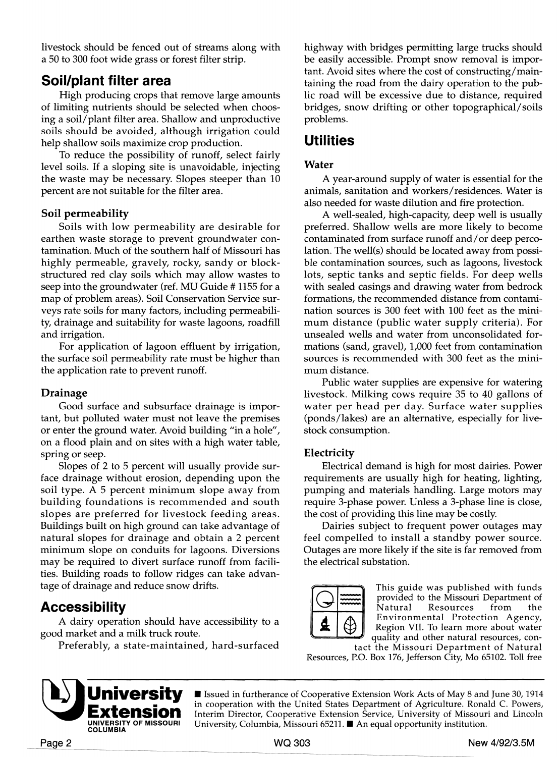livestock should be fenced out of streams along with a 50 to 300 foot wide grass or forest filter strip.

## Soil/plant filter area

High producing crops that remove large amounts of limiting nutrients should be selected when choosing a soil/plant filter area. Shallow and unproductive soils should be avoided, although irrigation could help shallow soils maximize crop production.

To reduce the possibility of runoff, select fairly level soils. If a sloping site is unavoidable, injecting the waste may be necessary. Slopes steeper than 10 percent are not suitable for the filter area.

### Soil permeability

Soils with low permeability are desirable for earthen waste storage to prevent groundwater contamination. Much of the southern half of Missouri has highly permeable, gravely, rocky, sandy or block-structured red clay soils which may allow wastes to seep into the groundwater (ref. MU Guide # 1155 for a map of problem areas). Soil Conservation Service surveys rate soils for many factors, including permeability, drainage and suitability for waste lagoons, roadfill and irrigation.

For application of lagoon effluent by irrigation, the surface soil permeability rate must be higher than the application rate to prevent runoff.

### Drainage

Good surface and subsurface drainage is important, but polluted water must not leave the premises or enter the ground water. Avoid building "in a hole", on a flood plain and on sites with a high water table, spring or seep.

Slopes of 2 to 5 percent will usually provide surface drainage without erosion, depending upon the soil type. A 5 percent minimum slope away from building foundations is recommended and south slopes are preferred for livestock feeding areas. Buildings built on high ground can take advantage of natural slopes for drainage and obtain a 2 percent minimum slope on conduits for lagoons. Diversions may be required to divert surface runoff from facilities. Building roads to follow ridges can take advantage of drainage and reduce snow drifts.

## Accessibility

A dairy operation should have accessibility to a good market and a milk truck route.

Preferably, a state-maintained, hard-surfaced highway with bridges permitting large trucks should be easily accessible. Prompt snow removal is important. Avoid sites where the cost of constructing/maintaining the road from the dairy operation to the public road will be excessive due to distance, required bridges, snow drifting or other topographical/soils problems.

## Utilities

### Water

A year-around supply of water is essential for the animals, sanitation and workers/residences. Water is also needed for waste dilution and fire protection.

A well-sealed, high-capacity, deep well is usually preferred. Shallow wells are more likely to become contaminated from surface runoff and/or deep percolation. The well(s) should be located away from possible contamination sources, such as lagoons, livestock lots, septic tanks and septic fields. For deep wells with sealed casings and drawing water from bedrock formations, the recommended distance from contamination sources is 300 feet with 100 feet as the minimum distance (public water supply criteria). For unsealed wells and water from unconsolidated formations (sand, gravel), 1,000 feet from contamination sources is recommended with 300 feet as the minimum distance.

Public water supplies are expensive for watering livestock. Milking cows require 35 to 40 gallons of water per head per day. Surface water supplies (ponds/lakes) are an alternative, especially for livestock consumption.

### Electricity

Electrical demand is high for most dairies. Power requirements are usually high for heating, lighting, pumping and materials handling. Large motors may require 3-phase power. Unless a 3-phase line is close, the cost of providing this line may be costly.

Dairies subject to frequent power outages may feel compelled to install a standby power source. Outages are more likely if the site is far removed from the electrical substation.

This guide was published with funds provided to the Missouri Department of Natural Resources from the Environmental Protection Agency, Region VII. To learn more about water quality and other natural resources, contact the Missouri Department of Natural Resources, P.O. Box 176, Jefferson City, Mo 65102. Toll free

**University Extension**
UNIVERSITY OF MISSOURI COLUMBIA

■ Issued in furtherance of Cooperative Extension Work Acts of May 8 and June 30, 1914 in cooperation with the United States Department of Agriculture. Ronald C. Powers, Interim Director, Cooperative Extension Service, University of Missouri and Lincoln University, Columbia, Missouri 65211. ■ An equal opportunity institution.

WQ 303 New 4/92/3.5M